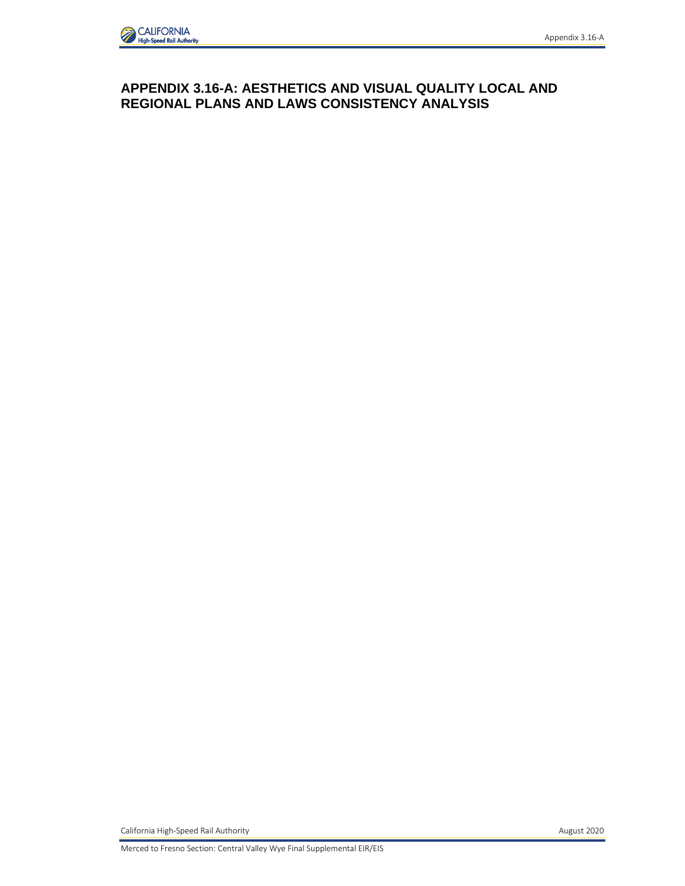# APPENDIX 3.16-A: AESTHETICS AND VISUAL QUALITY LOCAL AND REGIONAL PLANS AND LAWS CONSISTENCY ANALYSIS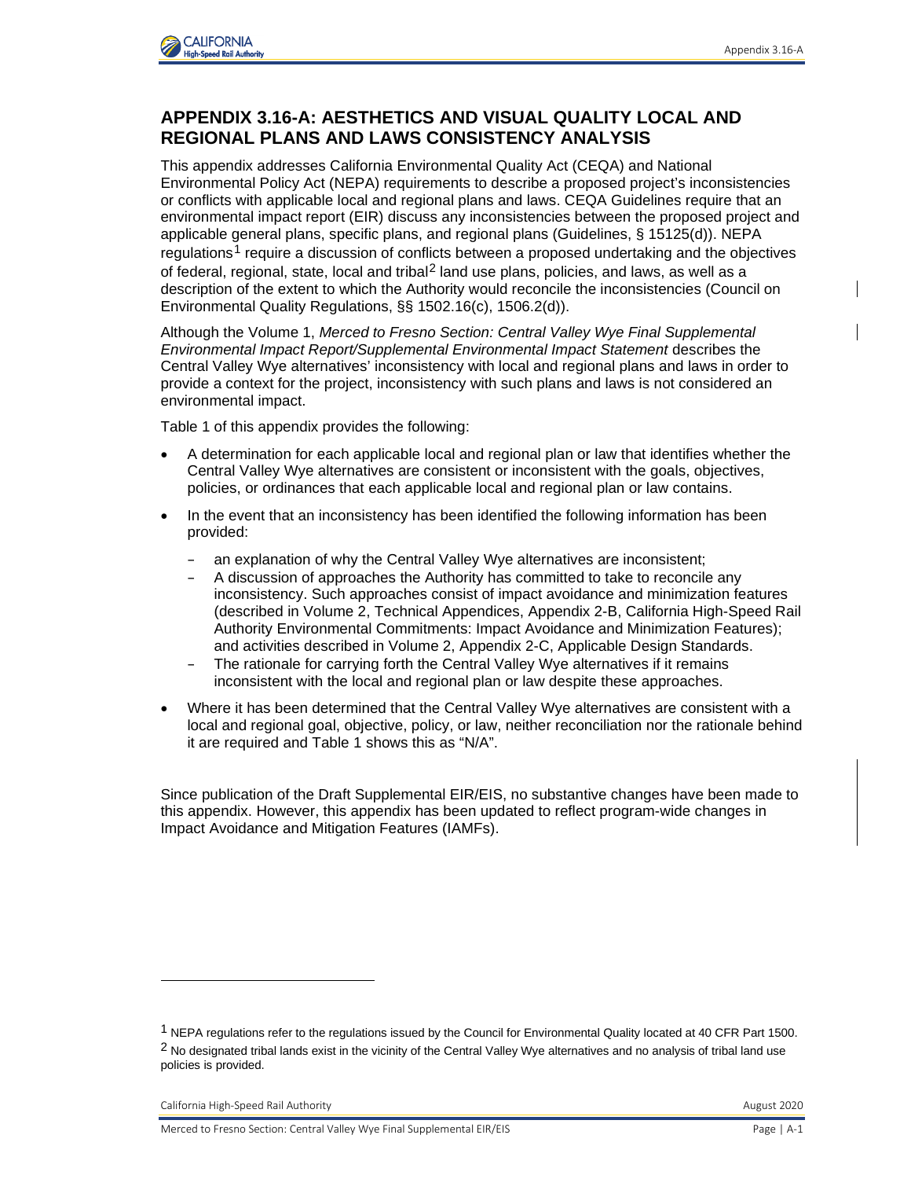# APPENDIX 3.16-A: AESTHETICS AND VISUAL QUALITY LOCAL AND REGIONAL PLANS AND LAWS CONSISTENCY ANALYSIS

This appendix addresses California Environmental Quality Act (CEQA) and National Environmental Policy Act (NEPA) requirements to describe a proposed project's inconsistencies or conflicts with applicable local and regional plans and laws. CEQA Guidelines require that an environmental impact report (EIR) discuss any inconsistencies between the proposed project and applicable general plans, specific plans, and regional plans (Guidelines, § 15125(d)). NEPA regulations[1] require a discussion of conflicts between a proposed undertaking and the objectives of federal, regional, state, local and tribal[2] land use plans, policies, and laws, as well as a description of the extent to which the Authority would reconcile the inconsistencies (Council on Environmental Quality Regulations, §§ 1502.16(c), 1506.2(d)).

Although the Volume 1, *Merced to Fresno Section: Central Valley Wye Final Supplemental Environmental Impact Report/Supplemental Environmental Impact Statement* describes the Central Valley Wye alternatives' inconsistency with local and regional plans and laws in order to provide a context for the project, inconsistency with such plans and laws is not considered an environmental impact.

Table 1 of this appendix provides the following:

- A determination for each applicable local and regional plan or law that identifies whether the Central Valley Wye alternatives are consistent or inconsistent with the goals, objectives, policies, or ordinances that each applicable local and regional plan or law contains.
- In the event that an inconsistency has been identified the following information has been provided:
  - an explanation of why the Central Valley Wye alternatives are inconsistent;
  - A discussion of approaches the Authority has committed to take to reconcile any inconsistency. Such approaches consist of impact avoidance and minimization features (described in Volume 2, Technical Appendices, Appendix 2-B, California High-Speed Rail Authority Environmental Commitments: Impact Avoidance and Minimization Features); and activities described in Volume 2, Appendix 2-C, Applicable Design Standards.
  - The rationale for carrying forth the Central Valley Wye alternatives if it remains inconsistent with the local and regional plan or law despite these approaches.
- Where it has been determined that the Central Valley Wye alternatives are consistent with a local and regional goal, objective, policy, or law, neither reconciliation nor the rationale behind it are required and Table 1 shows this as "N/A".

Since publication of the Draft Supplemental EIR/EIS, no substantive changes have been made to this appendix. However, this appendix has been updated to reflect program-wide changes in Impact Avoidance and Mitigation Features (IAMFs).

---

[1] NEPA regulations refer to the regulations issued by the Council for Environmental Quality located at 40 CFR Part 1500.

[2] No designated tribal lands exist in the vicinity of the Central Valley Wye alternatives and no analysis of tribal land use policies is provided.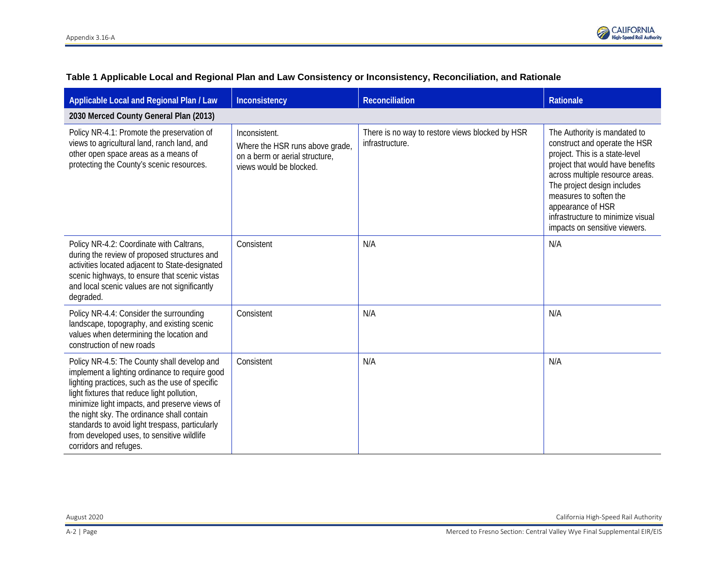**Table 1 Applicable Local and Regional Plan and Law Consistency or Inconsistency, Reconciliation, and Rationale**

| Applicable Local and Regional Plan / Law | Inconsistency | Reconciliation | Rationale |
|---|---|---|---|
| **2030 Merced County General Plan (2013)** | | | |
| Policy NR-4.1: Promote the preservation of views to agricultural land, ranch land, and other open space areas as a means of protecting the County's scenic resources. | Inconsistent.<br>Where the HSR runs above grade, on a berm or aerial structure, views would be blocked. | There is no way to restore views blocked by HSR infrastructure. | The Authority is mandated to construct and operate the HSR project. This is a state-level project that would have benefits across multiple resource areas. The project design includes measures to soften the appearance of HSR infrastructure to minimize visual impacts on sensitive viewers. |
| Policy NR-4.2: Coordinate with Caltrans, during the review of proposed structures and activities located adjacent to State-designated scenic highways, to ensure that scenic vistas and local scenic values are not significantly degraded. | Consistent | N/A | N/A |
| Policy NR-4.4: Consider the surrounding landscape, topography, and existing scenic values when determining the location and construction of new roads | Consistent | N/A | N/A |
| Policy NR-4.5: The County shall develop and implement a lighting ordinance to require good lighting practices, such as the use of specific light fixtures that reduce light pollution, minimize light impacts, and preserve views of the night sky. The ordinance shall contain standards to avoid light trespass, particularly from developed uses, to sensitive wildlife corridors and refuges. | Consistent | N/A | N/A |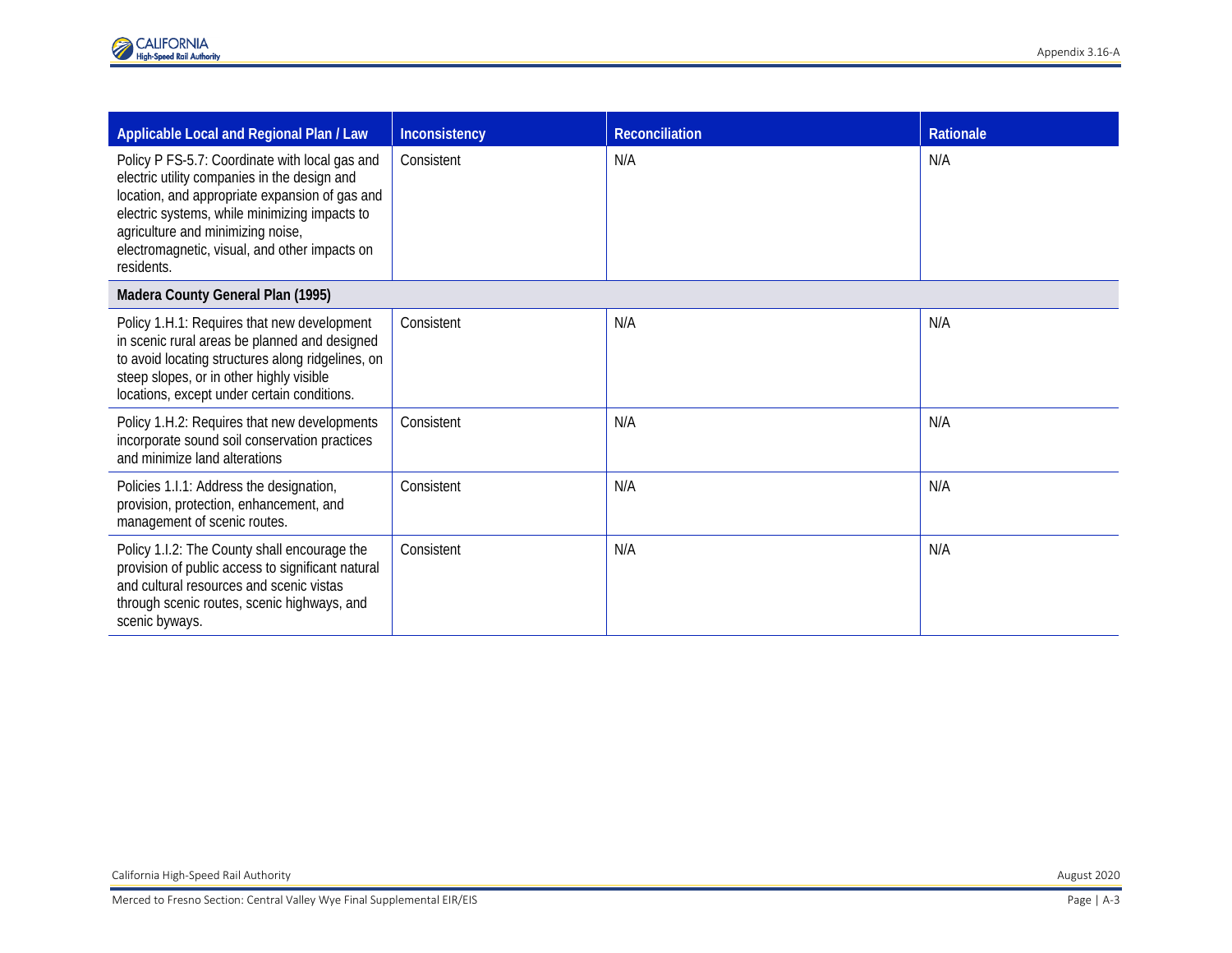| Applicable Local and Regional Plan / Law | Inconsistency | Reconciliation | Rationale |
|---|---|---|---|
| Policy P FS-5.7: Coordinate with local gas and electric utility companies in the design and location, and appropriate expansion of gas and electric systems, while minimizing impacts to agriculture and minimizing noise, electromagnetic, visual, and other impacts on residents. | Consistent | N/A | N/A |
| **Madera County General Plan (1995)** | | | |
| Policy 1.H.1: Requires that new development in scenic rural areas be planned and designed to avoid locating structures along ridgelines, on steep slopes, or in other highly visible locations, except under certain conditions. | Consistent | N/A | N/A |
| Policy 1.H.2: Requires that new developments incorporate sound soil conservation practices and minimize land alterations | Consistent | N/A | N/A |
| Policies 1.I.1: Address the designation, provision, protection, enhancement, and management of scenic routes. | Consistent | N/A | N/A |
| Policy 1.I.2: The County shall encourage the provision of public access to significant natural and cultural resources and scenic vistas through scenic routes, scenic highways, and scenic byways. | Consistent | N/A | N/A |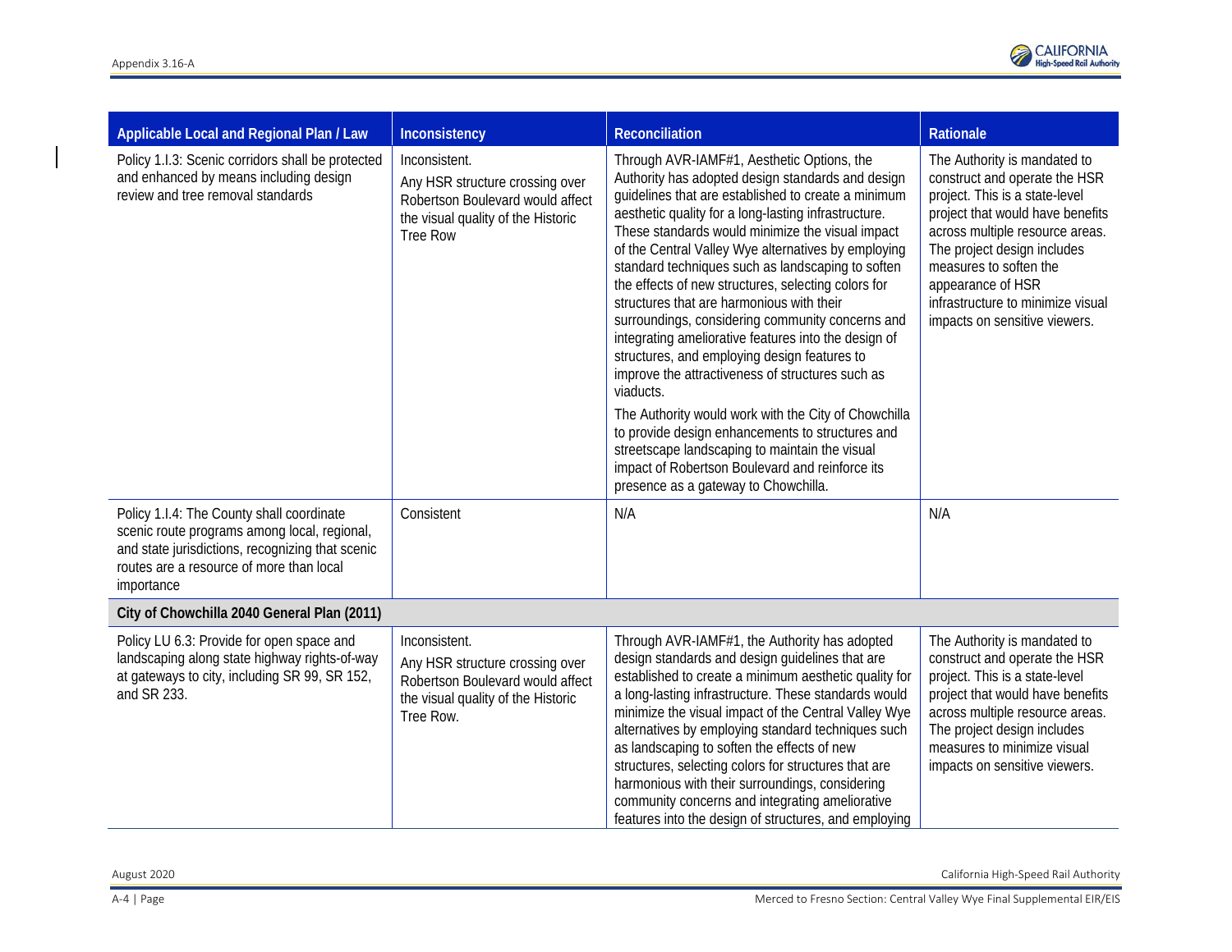| Applicable Local and Regional Plan / Law | Inconsistency | Reconciliation | Rationale |
| --- | --- | --- | --- |
| Policy 1.I.3: Scenic corridors shall be protected and enhanced by means including design review and tree removal standards | Inconsistent. Any HSR structure crossing over Robertson Boulevard would affect the visual quality of the Historic Tree Row | Through AVR-IAMF#1, Aesthetic Options, the Authority has adopted design standards and design guidelines that are established to create a minimum aesthetic quality for a long-lasting infrastructure. These standards would minimize the visual impact of the Central Valley Wye alternatives by employing standard techniques such as landscaping to soften the effects of new structures, selecting colors for structures that are harmonious with their surroundings, considering community concerns and integrating ameliorative features into the design of structures, and employing design features to improve the attractiveness of structures such as viaducts. The Authority would work with the City of Chowchilla to provide design enhancements to structures and streetscape landscaping to maintain the visual impact of Robertson Boulevard and reinforce its presence as a gateway to Chowchilla. | The Authority is mandated to construct and operate the HSR project. This is a state-level project that would have benefits across multiple resource areas. The project design includes measures to soften the appearance of HSR infrastructure to minimize visual impacts on sensitive viewers. |
| Policy 1.I.4: The County shall coordinate scenic route programs among local, regional, and state jurisdictions, recognizing that scenic routes are a resource of more than local importance | Consistent | N/A | N/A |
| **City of Chowchilla 2040 General Plan (2011)** | | | |
| Policy LU 6.3: Provide for open space and landscaping along state highway rights-of-way at gateways to city, including SR 99, SR 152, and SR 233. | Inconsistent. Any HSR structure crossing over Robertson Boulevard would affect the visual quality of the Historic Tree Row. | Through AVR-IAMF#1, the Authority has adopted design standards and design guidelines that are established to create a minimum aesthetic quality for a long-lasting infrastructure. These standards would minimize the visual impact of the Central Valley Wye alternatives by employing standard techniques such as landscaping to soften the effects of new structures, selecting colors for structures that are harmonious with their surroundings, considering community concerns and integrating ameliorative features into the design of structures, and employing | The Authority is mandated to construct and operate the HSR project. This is a state-level project that would have benefits across multiple resource areas. The project design includes measures to minimize visual impacts on sensitive viewers. |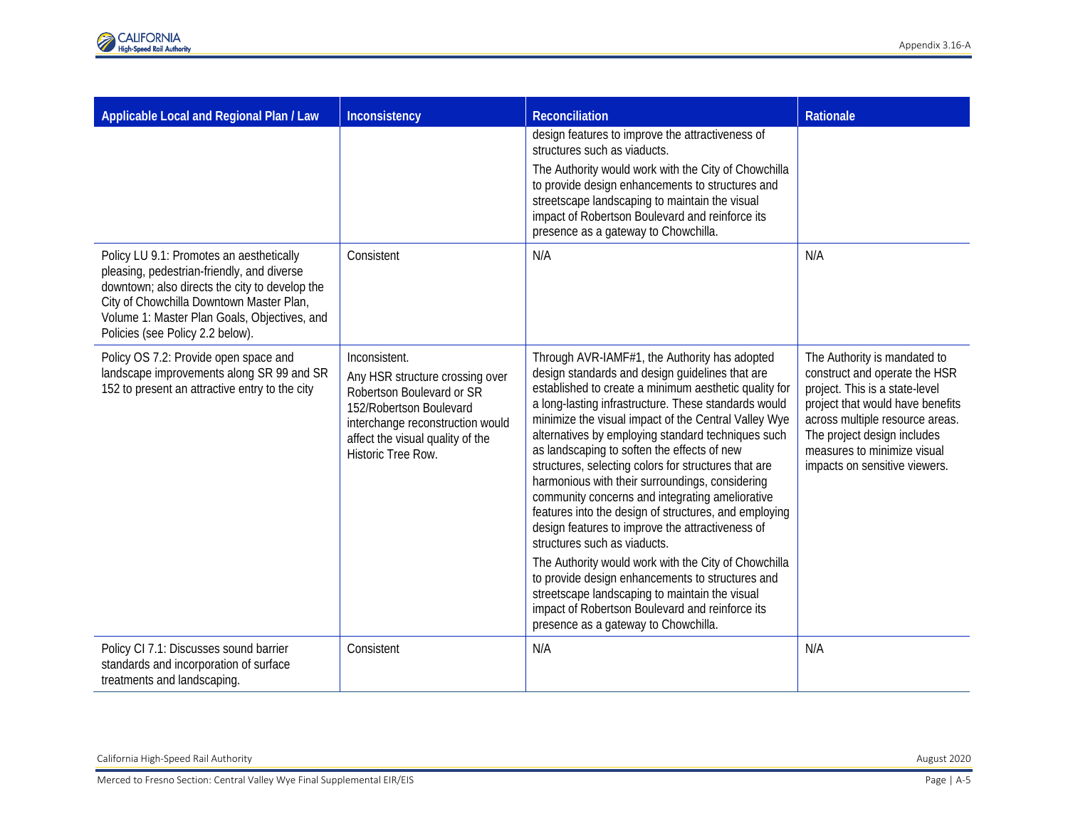| Applicable Local and Regional Plan / Law | Inconsistency | Reconciliation | Rationale |
|---|---|---|---|
| | | design features to improve the attractiveness of structures such as viaducts.<br>The Authority would work with the City of Chowchilla to provide design enhancements to structures and streetscape landscaping to maintain the visual impact of Robertson Boulevard and reinforce its presence as a gateway to Chowchilla. | |
| Policy LU 9.1: Promotes an aesthetically pleasing, pedestrian-friendly, and diverse downtown; also directs the city to develop the City of Chowchilla Downtown Master Plan, Volume 1: Master Plan Goals, Objectives, and Policies (see Policy 2.2 below). | Consistent | N/A | N/A |
| Policy OS 7.2: Provide open space and landscape improvements along SR 99 and SR 152 to present an attractive entry to the city | Inconsistent.<br>Any HSR structure crossing over Robertson Boulevard or SR 152/Robertson Boulevard interchange reconstruction would affect the visual quality of the Historic Tree Row. | Through AVR-IAMF#1, the Authority has adopted design standards and design guidelines that are established to create a minimum aesthetic quality for a long-lasting infrastructure. These standards would minimize the visual impact of the Central Valley Wye alternatives by employing standard techniques such as landscaping to soften the effects of new structures, selecting colors for structures that are harmonious with their surroundings, considering community concerns and integrating ameliorative features into the design of structures, and employing design features to improve the attractiveness of structures such as viaducts.<br>The Authority would work with the City of Chowchilla to provide design enhancements to structures and streetscape landscaping to maintain the visual impact of Robertson Boulevard and reinforce its presence as a gateway to Chowchilla. | The Authority is mandated to construct and operate the HSR project. This is a state-level project that would have benefits across multiple resource areas. The project design includes measures to minimize visual impacts on sensitive viewers. |
| Policy CI 7.1: Discusses sound barrier standards and incorporation of surface treatments and landscaping. | Consistent | N/A | N/A |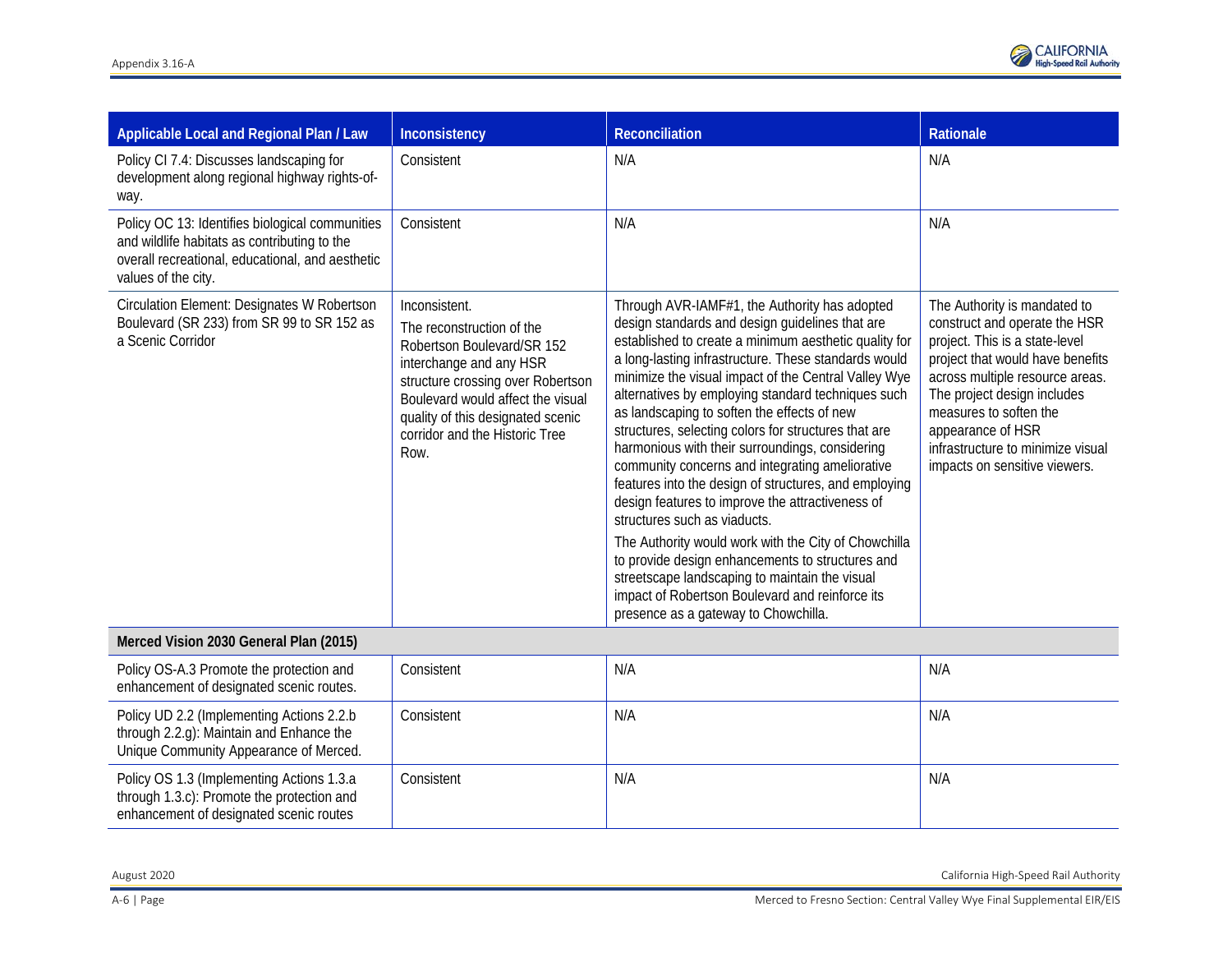| Applicable Local and Regional Plan / Law | Inconsistency | Reconciliation | Rationale |
|---|---|---|---|
| Policy CI 7.4: Discusses landscaping for development along regional highway rights-of-way. | Consistent | N/A | N/A |
| Policy OC 13: Identifies biological communities and wildlife habitats as contributing to the overall recreational, educational, and aesthetic values of the city. | Consistent | N/A | N/A |
| Circulation Element: Designates W Robertson Boulevard (SR 233) from SR 99 to SR 152 as a Scenic Corridor | Inconsistent.<br>The reconstruction of the Robertson Boulevard/SR 152 interchange and any HSR structure crossing over Robertson Boulevard would affect the visual quality of this designated scenic corridor and the Historic Tree Row. | Through AVR-IAMF#1, the Authority has adopted design standards and design guidelines that are established to create a minimum aesthetic quality for a long-lasting infrastructure. These standards would minimize the visual impact of the Central Valley Wye alternatives by employing standard techniques such as landscaping to soften the effects of new structures, selecting colors for structures that are harmonious with their surroundings, considering community concerns and integrating ameliorative features into the design of structures, and employing design features to improve the attractiveness of structures such as viaducts.<br>The Authority would work with the City of Chowchilla to provide design enhancements to structures and streetscape landscaping to maintain the visual impact of Robertson Boulevard and reinforce its presence as a gateway to Chowchilla. | The Authority is mandated to construct and operate the HSR project. This is a state-level project that would have benefits across multiple resource areas. The project design includes measures to soften the appearance of HSR infrastructure to minimize visual impacts on sensitive viewers. |
| **Merced Vision 2030 General Plan (2015)** | | | |
| Policy OS-A.3 Promote the protection and enhancement of designated scenic routes. | Consistent | N/A | N/A |
| Policy UD 2.2 (Implementing Actions 2.2.b through 2.2.g): Maintain and Enhance the Unique Community Appearance of Merced. | Consistent | N/A | N/A |
| Policy OS 1.3 (Implementing Actions 1.3.a through 1.3.c): Promote the protection and enhancement of designated scenic routes | Consistent | N/A | N/A |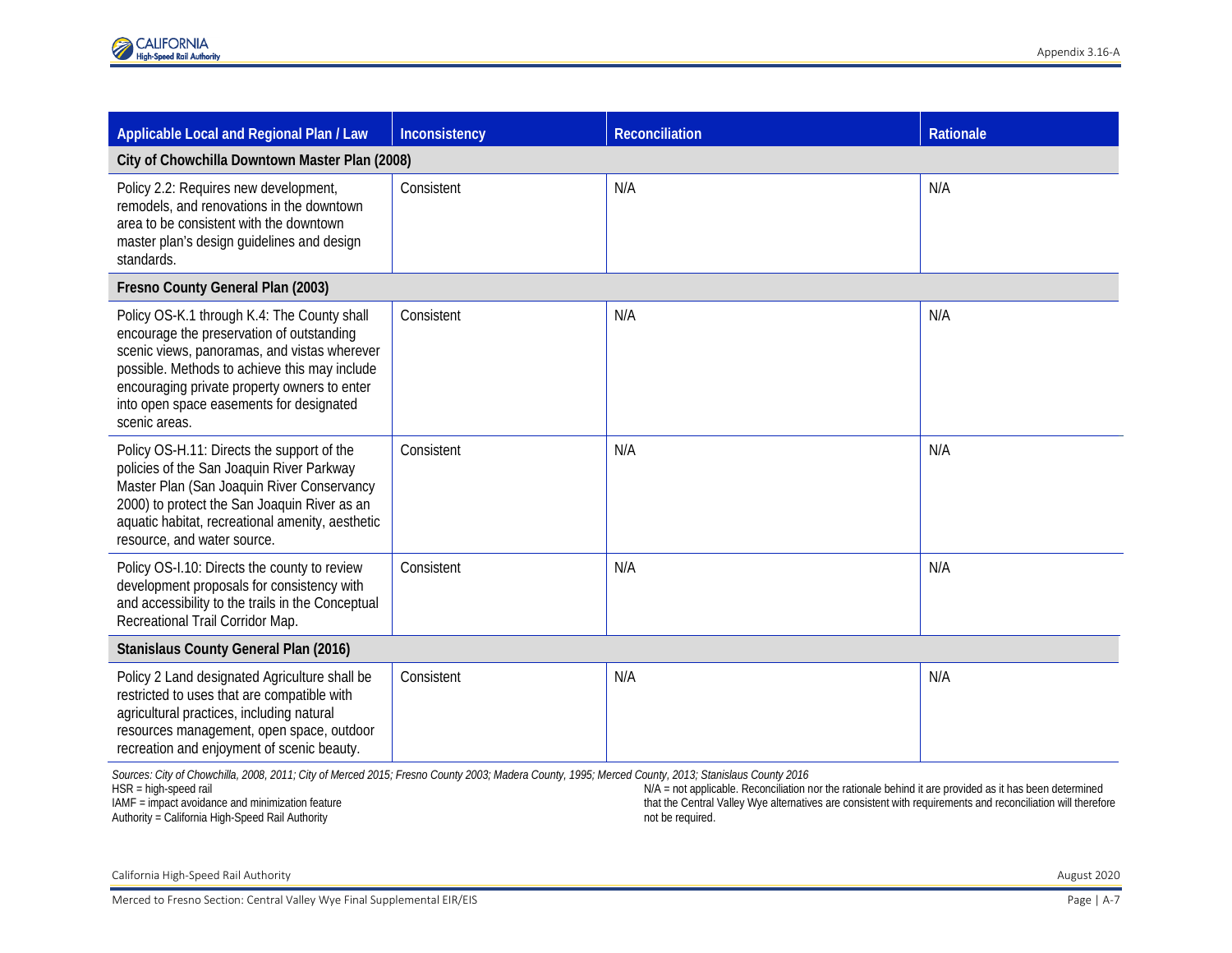| Applicable Local and Regional Plan / Law | Inconsistency | Reconciliation | Rationale |
|---|---|---|---|
| **City of Chowchilla Downtown Master Plan (2008)** | | | |
| Policy 2.2: Requires new development, remodels, and renovations in the downtown area to be consistent with the downtown master plan's design guidelines and design standards. | Consistent | N/A | N/A |
| **Fresno County General Plan (2003)** | | | |
| Policy OS-K.1 through K.4: The County shall encourage the preservation of outstanding scenic views, panoramas, and vistas wherever possible. Methods to achieve this may include encouraging private property owners to enter into open space easements for designated scenic areas. | Consistent | N/A | N/A |
| Policy OS-H.11: Directs the support of the policies of the San Joaquin River Parkway Master Plan (San Joaquin River Conservancy 2000) to protect the San Joaquin River as an aquatic habitat, recreational amenity, aesthetic resource, and water source. | Consistent | N/A | N/A |
| Policy OS-I.10: Directs the county to review development proposals for consistency with and accessibility to the trails in the Conceptual Recreational Trail Corridor Map. | Consistent | N/A | N/A |
| **Stanislaus County General Plan (2016)** | | | |
| Policy 2 Land designated Agriculture shall be restricted to uses that are compatible with agricultural practices, including natural resources management, open space, outdoor recreation and enjoyment of scenic beauty. | Consistent | N/A | N/A |

*Sources: City of Chowchilla, 2008, 2011; City of Merced 2015; Fresno County 2003; Madera County, 1995; Merced County, 2013; Stanislaus County 2016*

HSR = high-speed rail
IAMF = impact avoidance and minimization feature
Authority = California High-Speed Rail Authority
N/A = not applicable. Reconciliation nor the rationale behind it are provided as it has been determined that the Central Valley Wye alternatives are consistent with requirements and reconciliation will therefore not be required.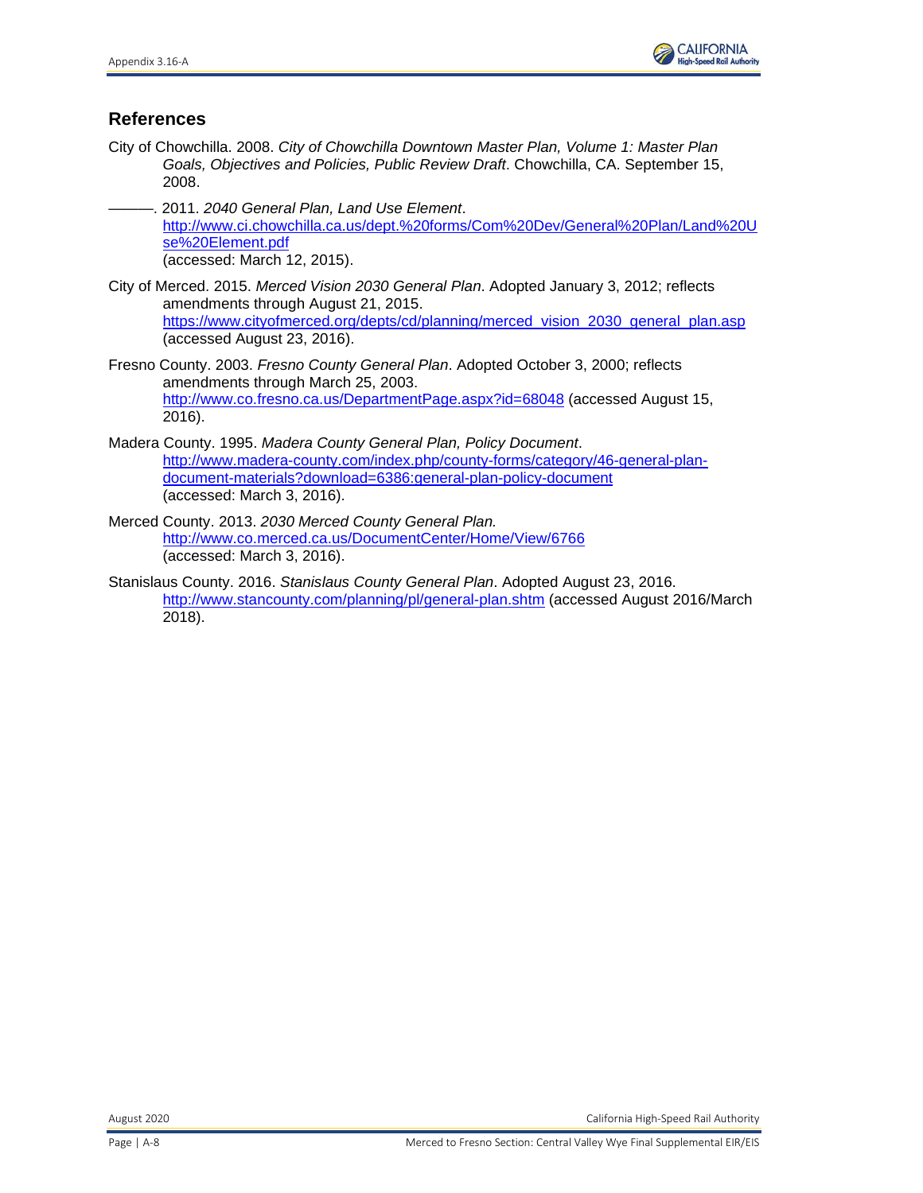## References

City of Chowchilla. 2008. *City of Chowchilla Downtown Master Plan, Volume 1: Master Plan Goals, Objectives and Policies, Public Review Draft*. Chowchilla, CA. September 15, 2008.

———. 2011. *2040 General Plan, Land Use Element*. http://www.ci.chowchilla.ca.us/dept.%20forms/Com%20Dev/General%20Plan/Land%20Use%20Element.pdf (accessed: March 12, 2015).

City of Merced. 2015. *Merced Vision 2030 General Plan*. Adopted January 3, 2012; reflects amendments through August 21, 2015. https://www.cityofmerced.org/depts/cd/planning/merced_vision_2030_general_plan.asp (accessed August 23, 2016).

Fresno County. 2003. *Fresno County General Plan*. Adopted October 3, 2000; reflects amendments through March 25, 2003. http://www.co.fresno.ca.us/DepartmentPage.aspx?id=68048 (accessed August 15, 2016).

Madera County. 1995. *Madera County General Plan, Policy Document*. http://www.madera-county.com/index.php/county-forms/category/46-general-plan-document-materials?download=6386:general-plan-policy-document (accessed: March 3, 2016).

Merced County. 2013. *2030 Merced County General Plan.* http://www.co.merced.ca.us/DocumentCenter/Home/View/6766 (accessed: March 3, 2016).

Stanislaus County. 2016. *Stanislaus County General Plan*. Adopted August 23, 2016. http://www.stancounty.com/planning/pl/general-plan.shtm (accessed August 2016/March 2018).